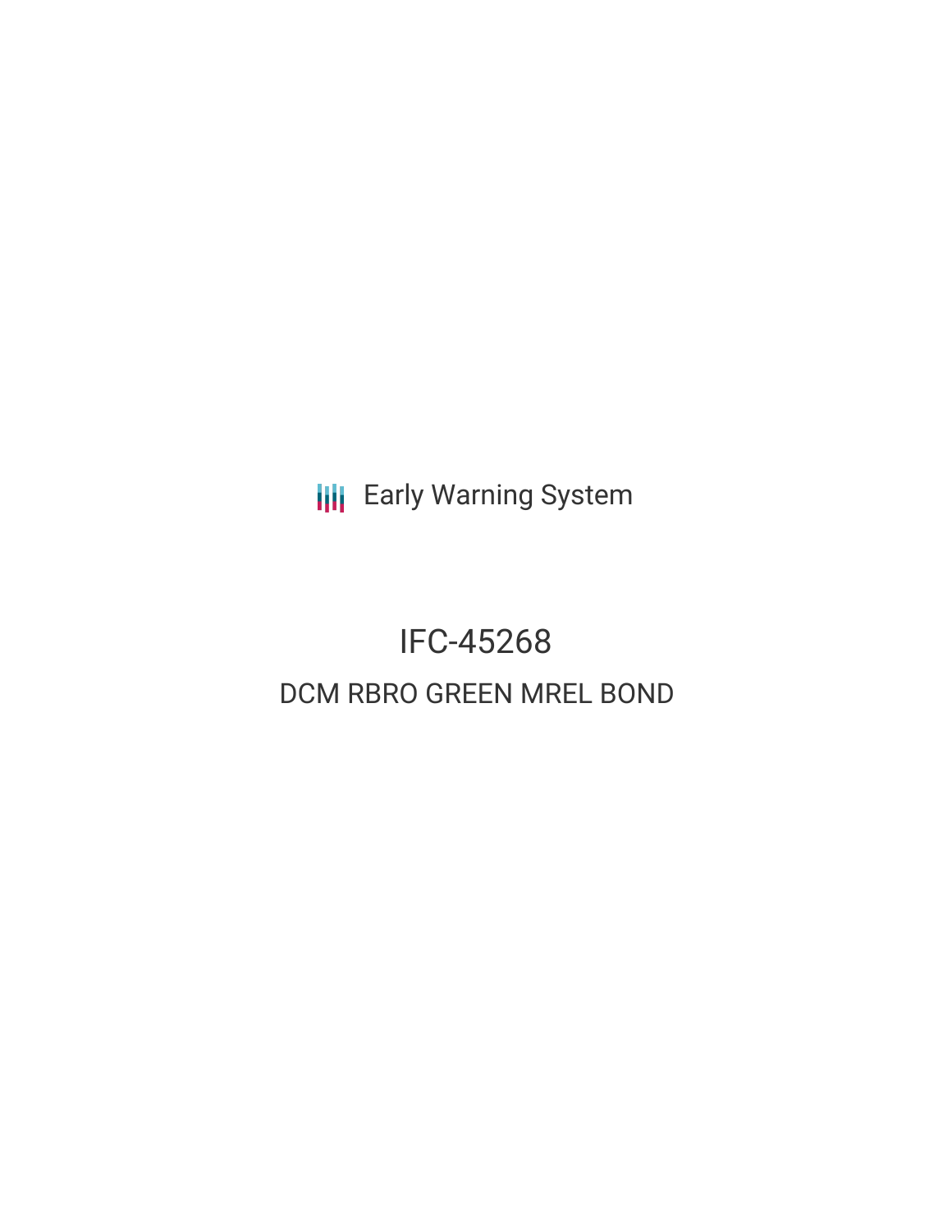Early Warning System

# IFC-45268

## DCM RBRO GREEN MREL BOND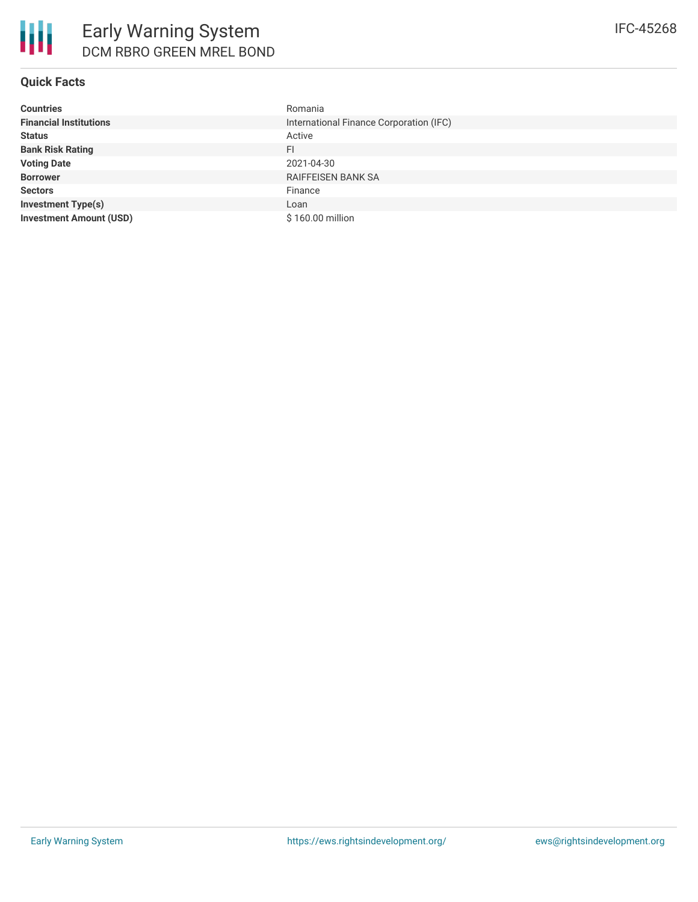# Early Warning System

## DCM RBRO GREEN MREL BOND

IFC-45268

### Quick Facts

| | |
|---|---|
| **Countries** | Romania |
| **Financial Institutions** | International Finance Corporation (IFC) |
| **Status** | Active |
| **Bank Risk Rating** | FI |
| **Voting Date** | 2021-04-30 |
| **Borrower** | RAIFFEISEN BANK SA |
| **Sectors** | Finance |
| **Investment Type(s)** | Loan |
| **Investment Amount (USD)** | $ 160.00 million |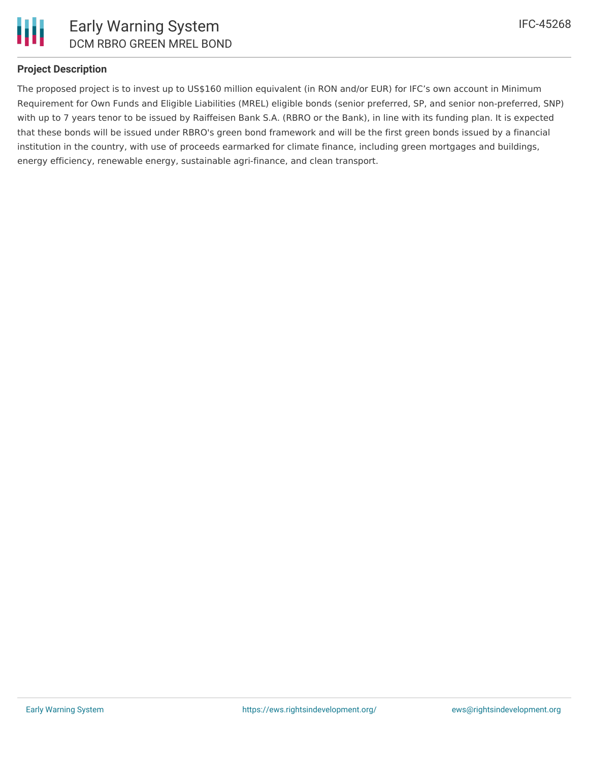**Project Description**

The proposed project is to invest up to US$160 million equivalent (in RON and/or EUR) for IFC's own account in Minimum Requirement for Own Funds and Eligible Liabilities (MREL) eligible bonds (senior preferred, SP, and senior non-preferred, SNP) with up to 7 years tenor to be issued by Raiffeisen Bank S.A. (RBRO or the Bank), in line with its funding plan. It is expected that these bonds will be issued under RBRO's green bond framework and will be the first green bonds issued by a financial institution in the country, with use of proceeds earmarked for climate finance, including green mortgages and buildings, energy efficiency, renewable energy, sustainable agri-finance, and clean transport.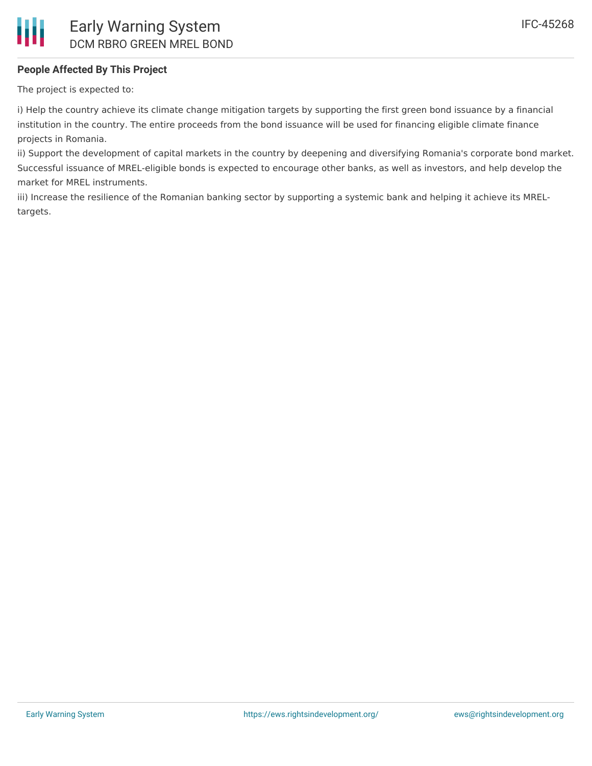## People Affected By This Project

The project is expected to:

i) Help the country achieve its climate change mitigation targets by supporting the first green bond issuance by a financial institution in the country. The entire proceeds from the bond issuance will be used for financing eligible climate finance projects in Romania.
ii) Support the development of capital markets in the country by deepening and diversifying Romania's corporate bond market. Successful issuance of MREL-eligible bonds is expected to encourage other banks, as well as investors, and help develop the market for MREL instruments.
iii) Increase the resilience of the Romanian banking sector by supporting a systemic bank and helping it achieve its MREL-targets.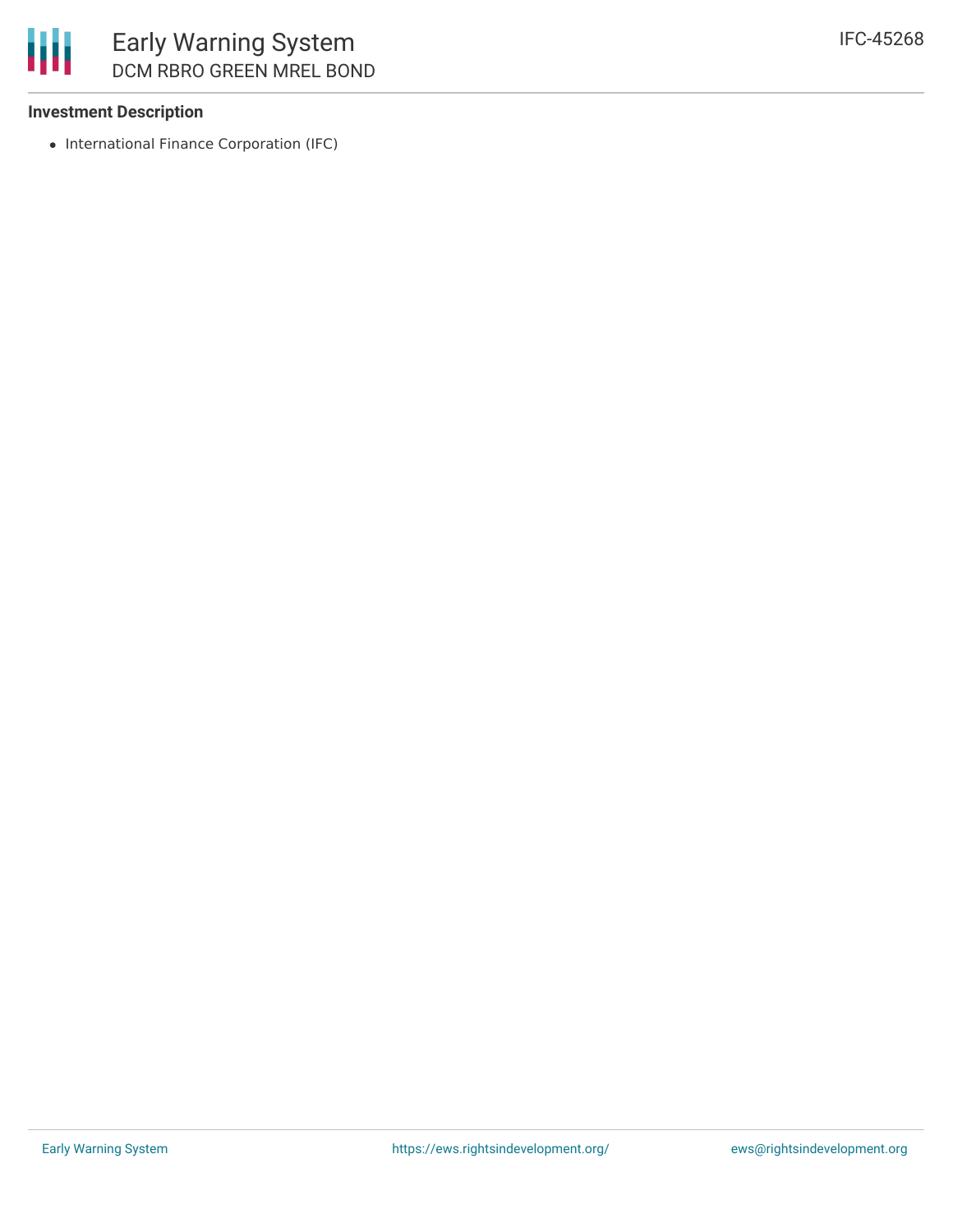### Investment Description

- International Finance Corporation (IFC)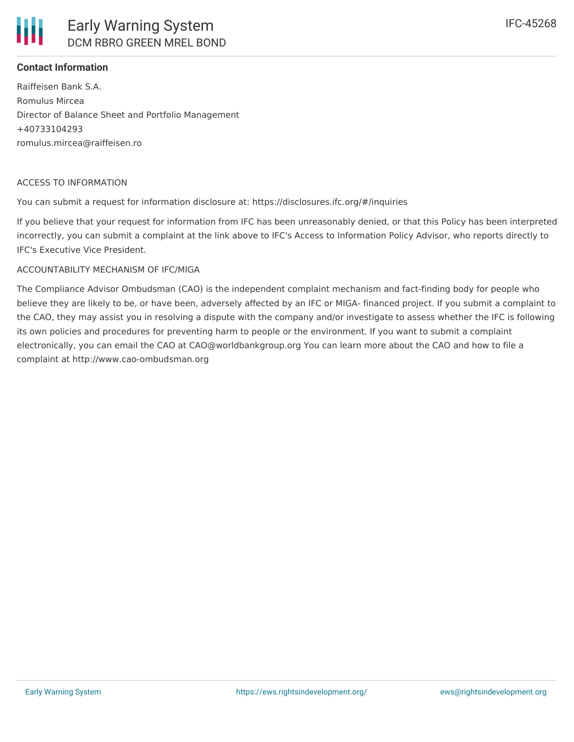**Contact Information**

Raiffeisen Bank S.A.

Romulus Mircea

Director of Balance Sheet and Portfolio Management

+40733104293

romulus.mircea@raiffeisen.ro

ACCESS TO INFORMATION

You can submit a request for information disclosure at: https://disclosures.ifc.org/#/inquiries

If you believe that your request for information from IFC has been unreasonably denied, or that this Policy has been interpreted incorrectly, you can submit a complaint at the link above to IFC's Access to Information Policy Advisor, who reports directly to IFC's Executive Vice President.

ACCOUNTABILITY MECHANISM OF IFC/MIGA

The Compliance Advisor Ombudsman (CAO) is the independent complaint mechanism and fact-finding body for people who believe they are likely to be, or have been, adversely affected by an IFC or MIGA- financed project. If you submit a complaint to the CAO, they may assist you in resolving a dispute with the company and/or investigate to assess whether the IFC is following its own policies and procedures for preventing harm to people or the environment. If you want to submit a complaint electronically, you can email the CAO at CAO@worldbankgroup.org You can learn more about the CAO and how to file a complaint at http://www.cao-ombudsman.org